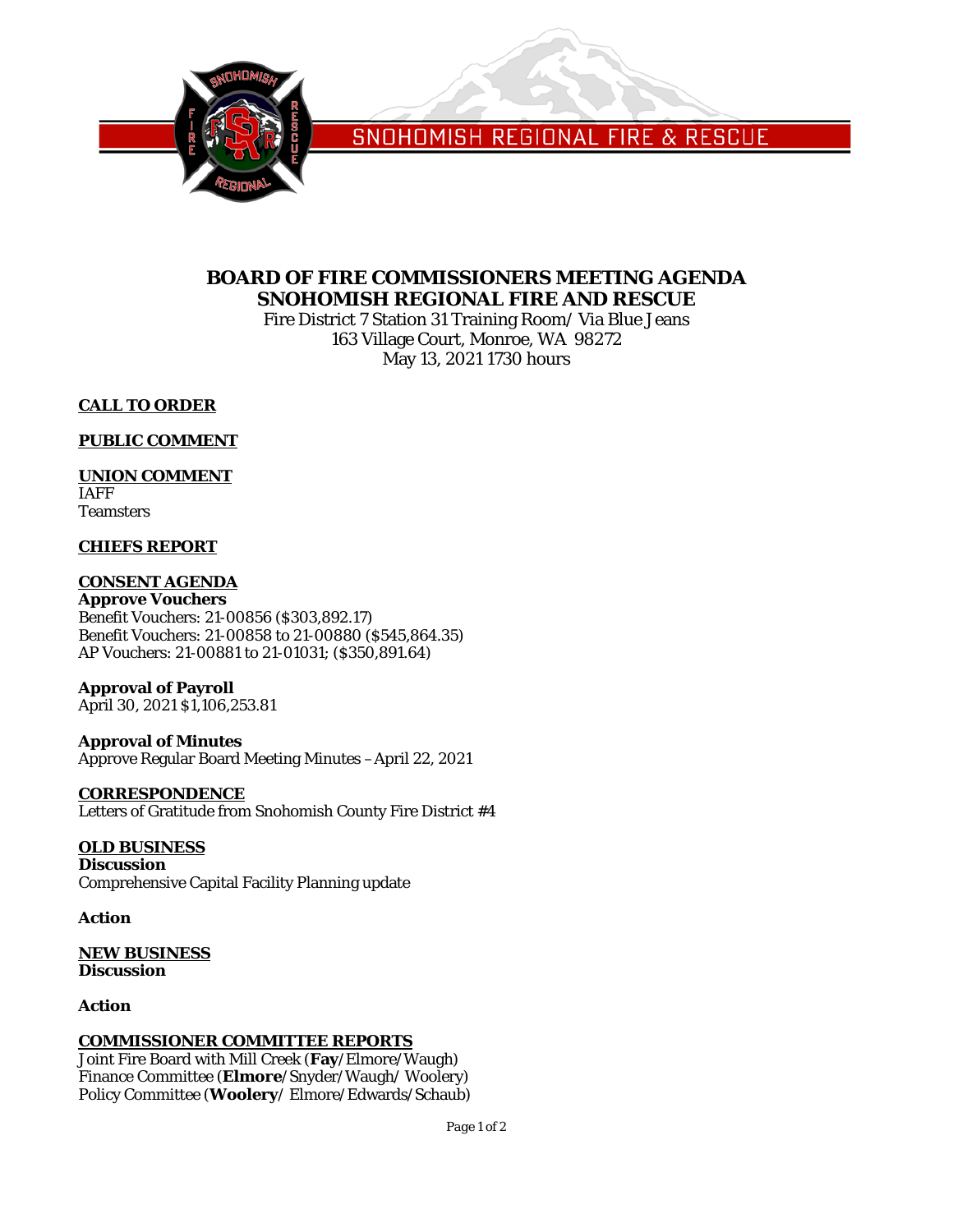SNOHOMISH REGIONAL FIRE & RESCUE

# BOARD OF FIRE COMMISSIONERS MEETING AGENDA
# SNOHOMISH REGIONAL FIRE AND RESCUE

Fire District 7 Station 31 Training Room/ Via Blue Jeans
163 Village Court, Monroe, WA 98272
May 13, 2021 1730 hours

**CALL TO ORDER**

**PUBLIC COMMENT**

**UNION COMMENT**
IAFF
Teamsters

**CHIEFS REPORT**

**CONSENT AGENDA**
**Approve Vouchers**
Benefit Vouchers: 21-00856 ($303,892.17)
Benefit Vouchers: 21-00858 to 21-00880 ($545,864.35)
AP Vouchers: 21-00881 to 21-01031; ($350,891.64)

**Approval of Payroll**
April 30, 2021 $1,106,253.81

**Approval of Minutes**
Approve Regular Board Meeting Minutes – April 22, 2021

**CORRESPONDENCE**
Letters of Gratitude from Snohomish County Fire District #4

**OLD BUSINESS**
**Discussion**
Comprehensive Capital Facility Planning update

**Action**

**NEW BUSINESS**
**Discussion**

**Action**

**COMMISSIONER COMMITTEE REPORTS**
Joint Fire Board with Mill Creek (**Fay**/Elmore/Waugh)
Finance Committee (**Elmore**/Snyder/Waugh/ Woolery)
Policy Committee (**Woolery**/ Elmore/Edwards/Schaub)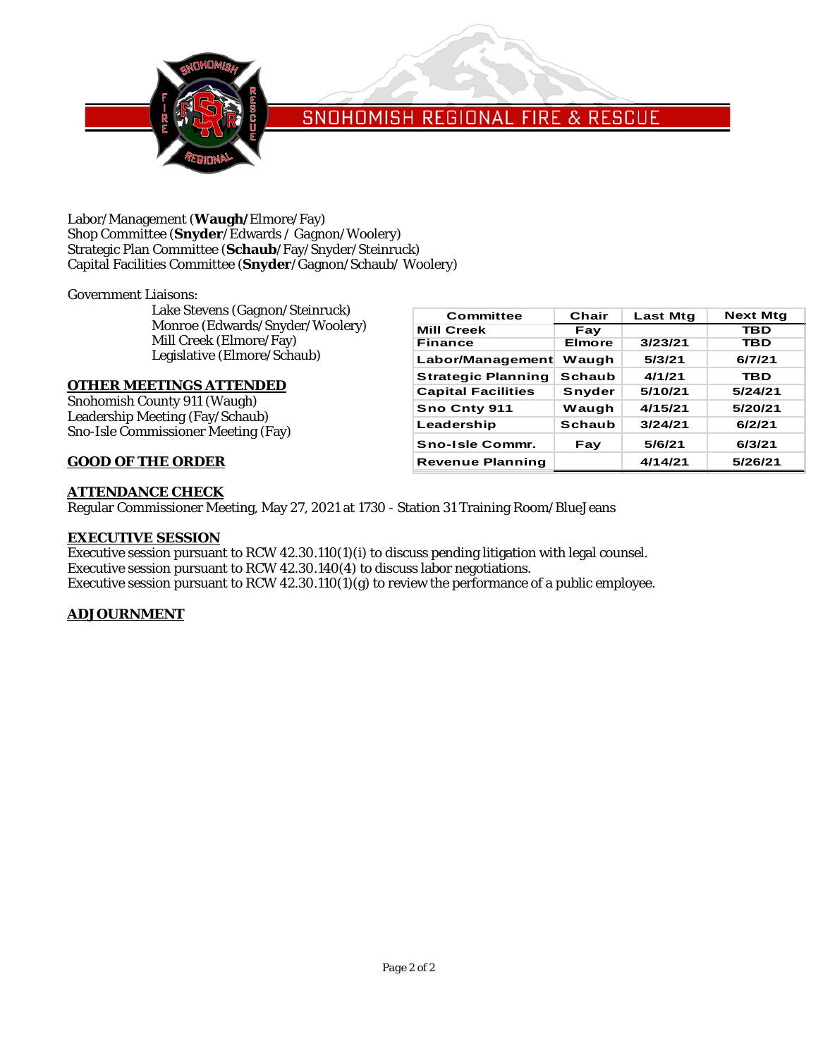Labor/Management (**Waugh**/Elmore/Fay)
Shop Committee (**Snyder**/Edwards / Gagnon/Woolery)
Strategic Plan Committee (**Schaub**/Fay/Snyder/Steinruck)
Capital Facilities Committee (**Snyder**/Gagnon/Schaub/ Woolery)

Government Liaisons:

Lake Stevens (Gagnon/Steinruck)
Monroe (Edwards/Snyder/Woolery)
Mill Creek (Elmore/Fay)
Legislative (Elmore/Schaub)

| Committee | Chair | Last Mtg | Next Mtg |
|---|---|---|---|
| Mill Creek | Fay | | TBD |
| Finance | Elmore | 3/23/21 | TBD |
| Labor/Management | Waugh | 5/3/21 | 6/7/21 |
| Strategic Planning | Schaub | 4/1/21 | TBD |
| Capital Facilities | Snyder | 5/10/21 | 5/24/21 |
| Sno Cnty 911 | Waugh | 4/15/21 | 5/20/21 |
| Leadership | Schaub | 3/24/21 | 6/2/21 |
| Sno-Isle Commr. | Fay | 5/6/21 | 6/3/21 |
| Revenue Planning | | 4/14/21 | 5/26/21 |

## OTHER MEETINGS ATTENDED

Snohomish County 911 (Waugh)
Leadership Meeting (Fay/Schaub)
Sno-Isle Commissioner Meeting (Fay)

## GOOD OF THE ORDER

## ATTENDANCE CHECK

Regular Commissioner Meeting, May 27, 2021 at 1730 - Station 31 Training Room/BlueJeans

## EXECUTIVE SESSION

Executive session pursuant to RCW 42.30.110(1)(i) to discuss pending litigation with legal counsel.
Executive session pursuant to RCW 42.30.140(4) to discuss labor negotiations.
Executive session pursuant to RCW 42.30.110(1)(g) to review the performance of a public employee.

## ADJOURNMENT